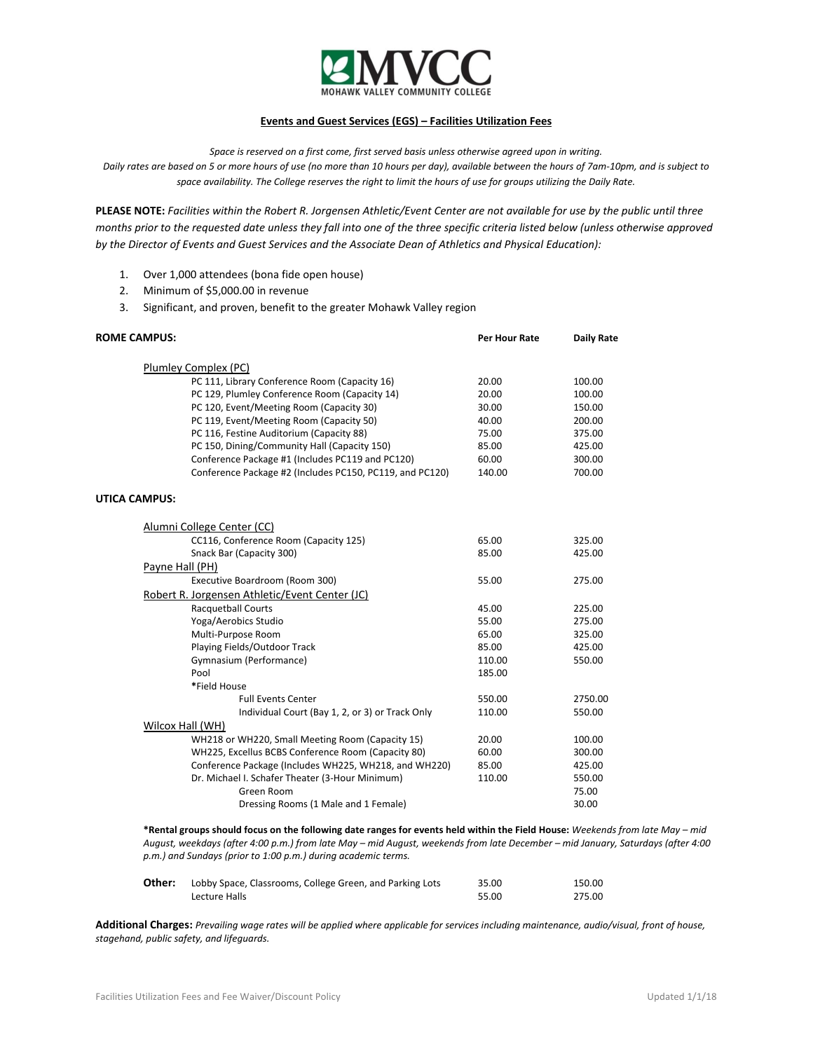MVCC
MOHAWK VALLEY COMMUNITY COLLEGE

## Events and Guest Services (EGS) – Facilities Utilization Fees

*Space is reserved on a first come, first served basis unless otherwise agreed upon in writing.*
*Daily rates are based on 5 or more hours of use (no more than 10 hours per day), available between the hours of 7am-10pm, and is subject to space availability. The College reserves the right to limit the hours of use for groups utilizing the Daily Rate.*

**PLEASE NOTE:** *Facilities within the Robert R. Jorgensen Athletic/Event Center are not available for use by the public until three months prior to the requested date unless they fall into one of the three specific criteria listed below (unless otherwise approved by the Director of Events and Guest Services and the Associate Dean of Athletics and Physical Education):*

1. Over 1,000 attendees (bona fide open house)
2. Minimum of $5,000.00 in revenue
3. Significant, and proven, benefit to the greater Mohawk Valley region

| ROME CAMPUS: | Per Hour Rate | Daily Rate |
|---|---|---|
| Plumley Complex (PC) | | |
| PC 111, Library Conference Room (Capacity 16) | 20.00 | 100.00 |
| PC 129, Plumley Conference Room (Capacity 14) | 20.00 | 100.00 |
| PC 120, Event/Meeting Room (Capacity 30) | 30.00 | 150.00 |
| PC 119, Event/Meeting Room (Capacity 50) | 40.00 | 200.00 |
| PC 116, Festine Auditorium (Capacity 88) | 75.00 | 375.00 |
| PC 150, Dining/Community Hall (Capacity 150) | 85.00 | 425.00 |
| Conference Package #1 (Includes PC119 and PC120) | 60.00 | 300.00 |
| Conference Package #2 (Includes PC150, PC119, and PC120) | 140.00 | 700.00 |
| **UTICA CAMPUS:** | | |
| Alumni College Center (CC) | | |
| CC116, Conference Room (Capacity 125) | 65.00 | 325.00 |
| Snack Bar (Capacity 300) | 85.00 | 425.00 |
| Payne Hall (PH) | | |
| Executive Boardroom (Room 300) | 55.00 | 275.00 |
| Robert R. Jorgensen Athletic/Event Center (JC) | | |
| Racquetball Courts | 45.00 | 225.00 |
| Yoga/Aerobics Studio | 55.00 | 275.00 |
| Multi-Purpose Room | 65.00 | 325.00 |
| Playing Fields/Outdoor Track | 85.00 | 425.00 |
| Gymnasium (Performance) | 110.00 | 550.00 |
| Pool | 185.00 | |
| *Field House | | |
| Full Events Center | 550.00 | 2750.00 |
| Individual Court (Bay 1, 2, or 3) or Track Only | 110.00 | 550.00 |
| Wilcox Hall (WH) | | |
| WH218 or WH220, Small Meeting Room (Capacity 15) | 20.00 | 100.00 |
| WH225, Excellus BCBS Conference Room (Capacity 80) | 60.00 | 300.00 |
| Conference Package (Includes WH225, WH218, and WH220) | 85.00 | 425.00 |
| Dr. Michael I. Schafer Theater (3-Hour Minimum) | 110.00 | 550.00 |
| Green Room | | 75.00 |
| Dressing Rooms (1 Male and 1 Female) | | 30.00 |

**\*Rental groups should focus on the following date ranges for events held within the Field House:** *Weekends from late May – mid August, weekdays (after 4:00 p.m.) from late May – mid August, weekends from late December – mid January, Saturdays (after 4:00 p.m.) and Sundays (prior to 1:00 p.m.) during academic terms.*

| Other: | Per Hour Rate | Daily Rate |
|---|---|---|
| Lobby Space, Classrooms, College Green, and Parking Lots | 35.00 | 150.00 |
| Lecture Halls | 55.00 | 275.00 |

**Additional Charges:** *Prevailing wage rates will be applied where applicable for services including maintenance, audio/visual, front of house, stagehand, public safety, and lifeguards.*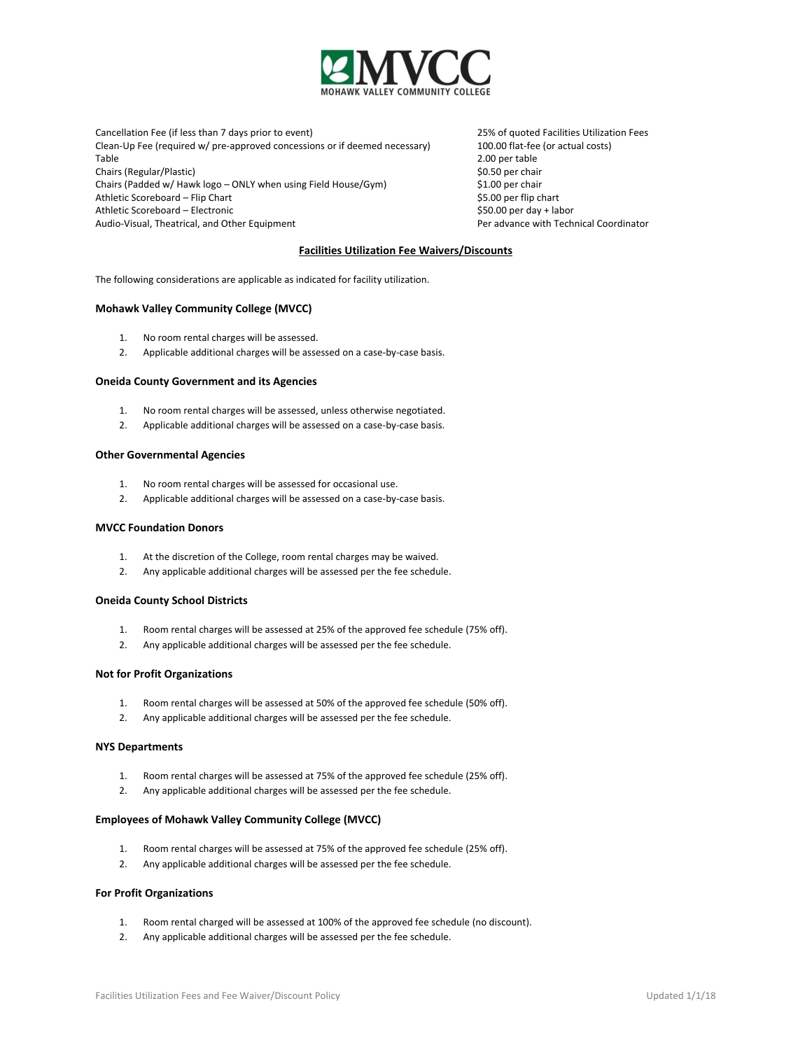| | |
|---|---|
| Cancellation Fee (if less than 7 days prior to event) | 25% of quoted Facilities Utilization Fees |
| Clean-Up Fee (required w/ pre-approved concessions or if deemed necessary) | 100.00 flat-fee (or actual costs) |
| Table | 2.00 per table |
| Chairs (Regular/Plastic) | $0.50 per chair |
| Chairs (Padded w/ Hawk logo – ONLY when using Field House/Gym) | $1.00 per chair |
| Athletic Scoreboard – Flip Chart | $5.00 per flip chart |
| Athletic Scoreboard – Electronic | $50.00 per day + labor |
| Audio-Visual, Theatrical, and Other Equipment | Per advance with Technical Coordinator |

## Facilities Utilization Fee Waivers/Discounts

The following considerations are applicable as indicated for facility utilization.

### Mohawk Valley Community College (MVCC)

1. No room rental charges will be assessed.
2. Applicable additional charges will be assessed on a case-by-case basis.

### Oneida County Government and its Agencies

1. No room rental charges will be assessed, unless otherwise negotiated.
2. Applicable additional charges will be assessed on a case-by-case basis.

### Other Governmental Agencies

1. No room rental charges will be assessed for occasional use.
2. Applicable additional charges will be assessed on a case-by-case basis.

### MVCC Foundation Donors

1. At the discretion of the College, room rental charges may be waived.
2. Any applicable additional charges will be assessed per the fee schedule.

### Oneida County School Districts

1. Room rental charges will be assessed at 25% of the approved fee schedule (75% off).
2. Any applicable additional charges will be assessed per the fee schedule.

### Not for Profit Organizations

1. Room rental charges will be assessed at 50% of the approved fee schedule (50% off).
2. Any applicable additional charges will be assessed per the fee schedule.

### NYS Departments

1. Room rental charges will be assessed at 75% of the approved fee schedule (25% off).
2. Any applicable additional charges will be assessed per the fee schedule.

### Employees of Mohawk Valley Community College (MVCC)

1. Room rental charges will be assessed at 75% of the approved fee schedule (25% off).
2. Any applicable additional charges will be assessed per the fee schedule.

### For Profit Organizations

1. Room rental charged will be assessed at 100% of the approved fee schedule (no discount).
2. Any applicable additional charges will be assessed per the fee schedule.